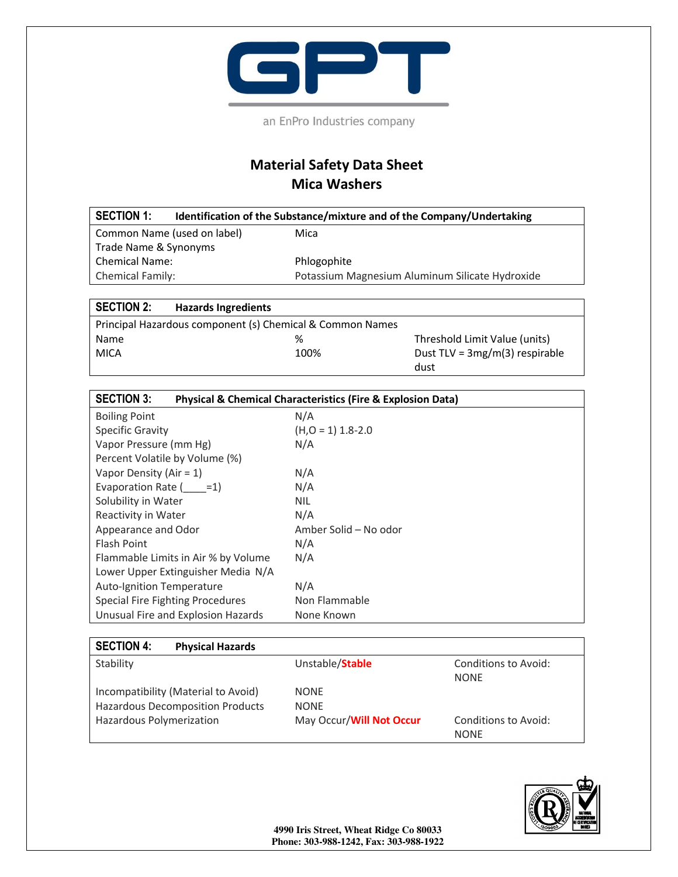GPT

an EnPro Industries company

# Material Safety Data Sheet
# Mica Washers

| SECTION 1: | Identification of the Substance/mixture and of the Company/Undertaking |
|---|---|
| Common Name (used on label) | Mica |
| Trade Name & Synonyms | |
| Chemical Name: | Phlogophite |
| Chemical Family: | Potassium Magnesium Aluminum Silicate Hydroxide |

| SECTION 2: Hazards Ingredients | | |
|---|---|---|
| Principal Hazardous component (s) Chemical & Common Names | | |
| Name | % | Threshold Limit Value (units) |
| MICA | 100% | Dust TLV = 3mg/m(3) respirable dust |

| SECTION 3: | Physical & Chemical Characteristics (Fire & Explosion Data) |
|---|---|
| Boiling Point | N/A |
| Specific Gravity | ($H_2O$ = 1) 1.8-2.0 |
| Vapor Pressure (mm Hg) | N/A |
| Percent Volatile by Volume (%) | |
| Vapor Density (Air = 1) | N/A |
| Evaporation Rate (____=1) | N/A |
| Solubility in Water | NIL |
| Reactivity in Water | N/A |
| Appearance and Odor | Amber Solid – No odor |
| Flash Point | N/A |
| Flammable Limits in Air % by Volume | N/A |
| Lower Upper Extinguisher Media N/A | |
| Auto-Ignition Temperature | N/A |
| Special Fire Fighting Procedures | Non Flammable |
| Unusual Fire and Explosion Hazards | None Known |

| SECTION 4: Physical Hazards | | |
|---|---|---|
| Stability | Unstable/**Stable** | Conditions to Avoid: NONE |
| Incompatibility (Material to Avoid) | NONE | |
| Hazardous Decomposition Products | NONE | |
| Hazardous Polymerization | May Occur/**Will Not Occur** | Conditions to Avoid: NONE |

**4990 Iris Street, Wheat Ridge Co 80033**
**Phone: 303-988-1242, Fax: 303-988-1922**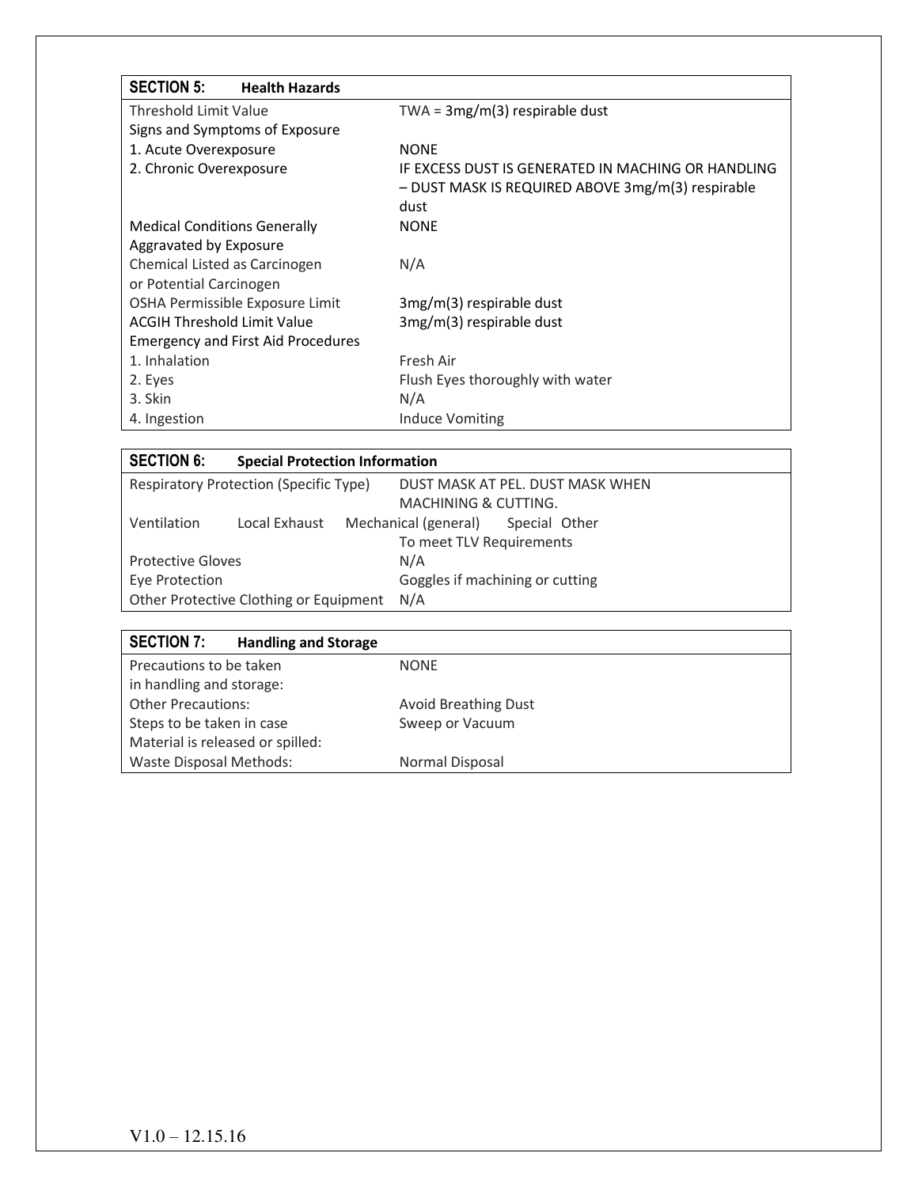| **SECTION 5:** **Health Hazards** | |
|---|---|
| Threshold Limit Value | TWA = 3mg/m(3) respirable dust |
| Signs and Symptoms of Exposure | |
| 1. Acute Overexposure | NONE |
| 2. Chronic Overexposure | IF EXCESS DUST IS GENERATED IN MACHING OR HANDLING – DUST MASK IS REQUIRED ABOVE 3mg/m(3) respirable dust |
| Medical Conditions Generally Aggravated by Exposure | NONE |
| Chemical Listed as Carcinogen or Potential Carcinogen | N/A |
| OSHA Permissible Exposure Limit | 3mg/m(3) respirable dust |
| ACGIH Threshold Limit Value | 3mg/m(3) respirable dust |
| Emergency and First Aid Procedures | |
| 1. Inhalation | Fresh Air |
| 2. Eyes | Flush Eyes thoroughly with water |
| 3. Skin | N/A |
| 4. Ingestion | Induce Vomiting |

| **SECTION 6:** **Special Protection Information** | |
|---|---|
| Respiratory Protection (Specific Type) | DUST MASK AT PEL. DUST MASK WHEN MACHINING & CUTTING. |
| Ventilation Local Exhaust Mechanical (general) Special Other | To meet TLV Requirements |
| Protective Gloves | N/A |
| Eye Protection | Goggles if machining or cutting |
| Other Protective Clothing or Equipment | N/A |

| **SECTION 7:** **Handling and Storage** | |
|---|---|
| Precautions to be taken in handling and storage: | NONE |
| Other Precautions: | Avoid Breathing Dust |
| Steps to be taken in case Material is released or spilled: | Sweep or Vacuum |
| Waste Disposal Methods: | Normal Disposal |

V1.0 – 12.15.16